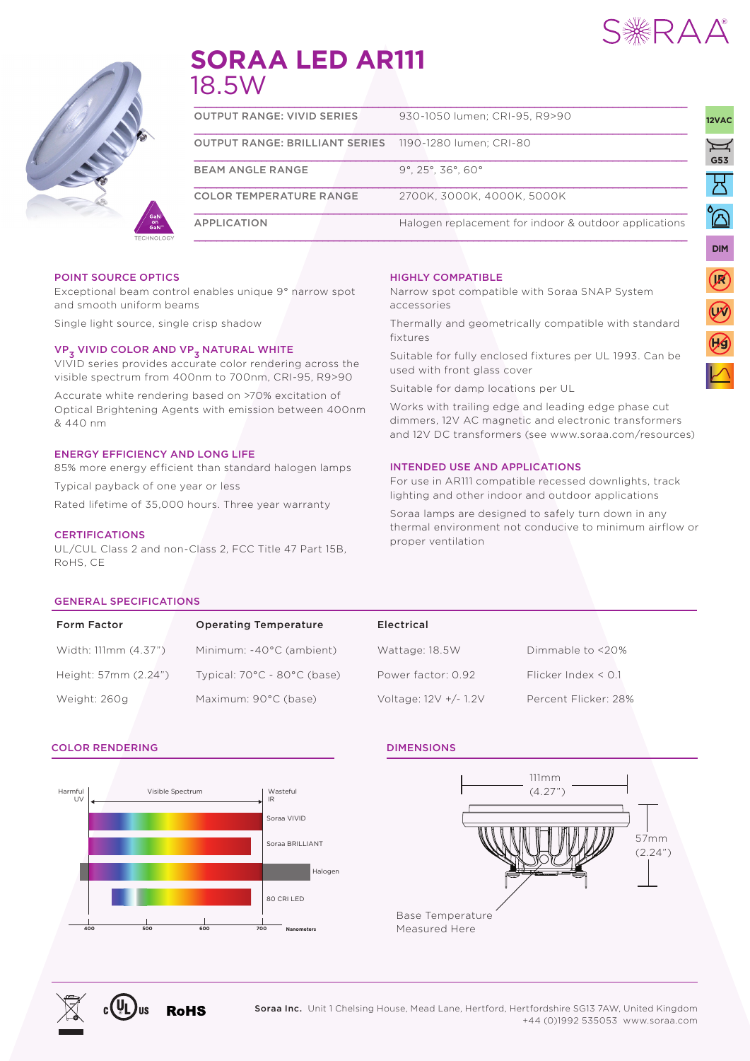# SORAA LED AR111

18.5W

| | |
|---|---|
| OUTPUT RANGE: VIVID SERIES | 930-1050 lumen; CRI-95, R9>90 |
| OUTPUT RANGE: BRILLIANT SERIES | 1190-1280 lumen; CRI-80 |
| BEAM ANGLE RANGE | 9°, 25°, 36°, 60° |
| COLOR TEMPERATURE RANGE | 2700K, 3000K, 4000K, 5000K |
| APPLICATION | Halogen replacement for indoor & outdoor applications |

12VAC

G53

DIM

### POINT SOURCE OPTICS

Exceptional beam control enables unique 9° narrow spot and smooth uniform beams

Single light source, single crisp shadow

### VP$_3$ VIVID COLOR AND VP$_3$ NATURAL WHITE

VIVID series provides accurate color rendering across the visible spectrum from 400nm to 700nm, CRI-95, R9>90

Accurate white rendering based on >70% excitation of Optical Brightening Agents with emission between 400nm & 440 nm

### ENERGY EFFICIENCY AND LONG LIFE

85% more energy efficient than standard halogen lamps

Typical payback of one year or less

Rated lifetime of 35,000 hours. Three year warranty

### CERTIFICATIONS

UL/CUL Class 2 and non-Class 2, FCC Title 47 Part 15B, RoHS, CE

### HIGHLY COMPATIBLE

Narrow spot compatible with Soraa SNAP System accessories

Thermally and geometrically compatible with standard fixtures

Suitable for fully enclosed fixtures per UL 1993. Can be used with front glass cover

Suitable for damp locations per UL

Works with trailing edge and leading edge phase cut dimmers, 12V AC magnetic and electronic transformers and 12V DC transformers (see www.soraa.com/resources)

### INTENDED USE AND APPLICATIONS

For use in AR111 compatible recessed downlights, track lighting and other indoor and outdoor applications

Soraa lamps are designed to safely turn down in any thermal environment not conducive to minimum airflow or proper ventilation

### GENERAL SPECIFICATIONS

| Form Factor | Operating Temperature | Electrical | |
|---|---|---|---|
| Width: 111mm (4.37") | Minimum: -40°C (ambient) | Wattage: 18.5W | Dimmable to <20% |
| Height: 57mm (2.24") | Typical: 70°C - 80°C (base) | Power factor: 0.92 | Flicker Index < 0.1 |
| Weight: 260g | Maximum: 90°C (base) | Voltage: 12V +/- 1.2V | Percent Flicker: 28% |

### COLOR RENDERING

Harmful UV — Visible Spectrum — Wasteful IR

Soraa VIVID

Soraa BRILLIANT

Halogen

80 CRI LED

400 500 600 700 Nanometers

### DIMENSIONS

111mm (4.27")

57mm (2.24")

Base Temperature Measured Here

RoHS

**Soraa Inc.** Unit 1 Chelsing House, Mead Lane, Hertford, Hertfordshire SG13 7AW, United Kingdom
+44 (0)1992 535053 www.soraa.com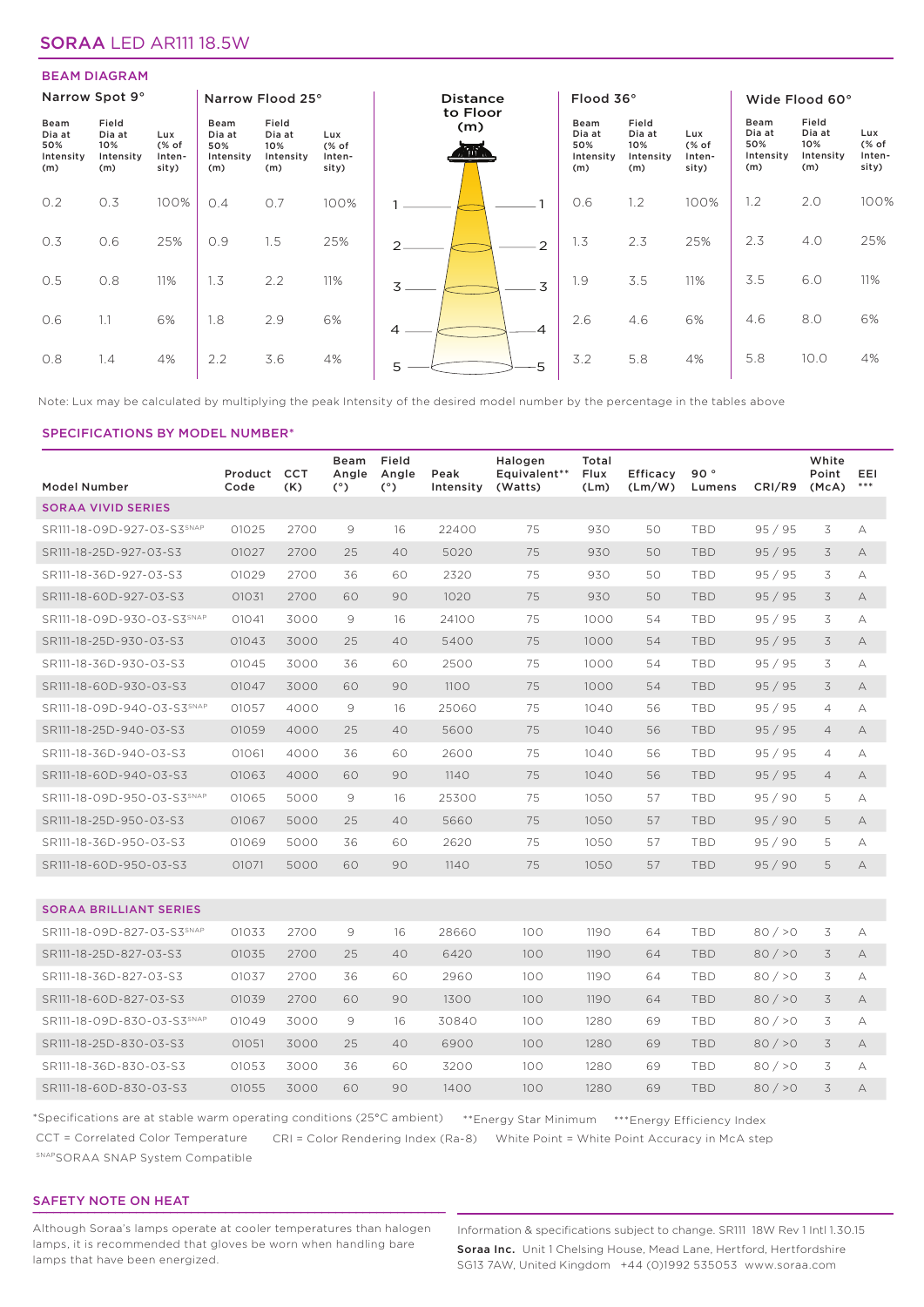# SORAA LED AR111 18.5W

## BEAM DIAGRAM

| Narrow Spot 9° | | | Narrow Flood 25° | | | Distance to Floor (m) | Flood 36° | | | Wide Flood 60° | | |
|---|---|---|---|---|---|---|---|---|---|---|---|---|
| Beam Dia at 50% Intensity (m) | Field Dia at 10% Intensity (m) | Lux (% of Intensity) | Beam Dia at 50% Intensity (m) | Field Dia at 10% Intensity (m) | Lux (% of Intensity) | | Beam Dia at 50% Intensity (m) | Field Dia at 10% Intensity (m) | Lux (% of Intensity) | Beam Dia at 50% Intensity (m) | Field Dia at 10% Intensity (m) | Lux (% of Intensity) |
| 0.2 | 0.3 | 100% | 0.4 | 0.7 | 100% | 1 | 0.6 | 1.2 | 100% | 1.2 | 2.0 | 100% |
| 0.3 | 0.6 | 25% | 0.9 | 1.5 | 25% | 2 | 1.3 | 2.3 | 25% | 2.3 | 4.0 | 25% |
| 0.5 | 0.8 | 11% | 1.3 | 2.2 | 11% | 3 | 1.9 | 3.5 | 11% | 3.5 | 6.0 | 11% |
| 0.6 | 1.1 | 6% | 1.8 | 2.9 | 6% | 4 | 2.6 | 4.6 | 6% | 4.6 | 8.0 | 6% |
| 0.8 | 1.4 | 4% | 2.2 | 3.6 | 4% | 5 | 3.2 | 5.8 | 4% | 5.8 | 10.0 | 4% |

Note: Lux may be calculated by multiplying the peak Intensity of the desired model number by the percentage in the tables above

## SPECIFICATIONS BY MODEL NUMBER*

| Model Number | Product Code | CCT (K) | Beam Angle (°) | Field Angle (°) | Peak Intensity | Halogen Equivalent** (Watts) | Total Flux (Lm) | Efficacy (Lm/W) | 90 ° Lumens | CRI/R9 | White Point (McA) | EEI *** |
|---|---|---|---|---|---|---|---|---|---|---|---|---|
| **SORAA VIVID SERIES** | | | | | | | | | | | | |
| SR111-18-09D-927-03-S3 SNAP | 01025 | 2700 | 9 | 16 | 22400 | 75 | 930 | 50 | TBD | 95 / 95 | 3 | A |
| SR111-18-25D-927-03-S3 | 01027 | 2700 | 25 | 40 | 5020 | 75 | 930 | 50 | TBD | 95 / 95 | 3 | A |
| SR111-18-36D-927-03-S3 | 01029 | 2700 | 36 | 60 | 2320 | 75 | 930 | 50 | TBD | 95 / 95 | 3 | A |
| SR111-18-60D-927-03-S3 | 01031 | 2700 | 60 | 90 | 1020 | 75 | 930 | 50 | TBD | 95 / 95 | 3 | A |
| SR111-18-09D-930-03-S3 SNAP | 01041 | 3000 | 9 | 16 | 24100 | 75 | 1000 | 54 | TBD | 95 / 95 | 3 | A |
| SR111-18-25D-930-03-S3 | 01043 | 3000 | 25 | 40 | 5400 | 75 | 1000 | 54 | TBD | 95 / 95 | 3 | A |
| SR111-18-36D-930-03-S3 | 01045 | 3000 | 36 | 60 | 2500 | 75 | 1000 | 54 | TBD | 95 / 95 | 3 | A |
| SR111-18-60D-930-03-S3 | 01047 | 3000 | 60 | 90 | 1100 | 75 | 1000 | 54 | TBD | 95 / 95 | 3 | A |
| SR111-18-09D-940-03-S3 SNAP | 01057 | 4000 | 9 | 16 | 25060 | 75 | 1040 | 56 | TBD | 95 / 95 | 4 | A |
| SR111-18-25D-940-03-S3 | 01059 | 4000 | 25 | 40 | 5600 | 75 | 1040 | 56 | TBD | 95 / 95 | 4 | A |
| SR111-18-36D-940-03-S3 | 01061 | 4000 | 36 | 60 | 2600 | 75 | 1040 | 56 | TBD | 95 / 95 | 4 | A |
| SR111-18-60D-940-03-S3 | 01063 | 4000 | 60 | 90 | 1140 | 75 | 1040 | 56 | TBD | 95 / 95 | 4 | A |
| SR111-18-09D-950-03-S3 SNAP | 01065 | 5000 | 9 | 16 | 25300 | 75 | 1050 | 57 | TBD | 95 / 90 | 5 | A |
| SR111-18-25D-950-03-S3 | 01067 | 5000 | 25 | 40 | 5660 | 75 | 1050 | 57 | TBD | 95 / 90 | 5 | A |
| SR111-18-36D-950-03-S3 | 01069 | 5000 | 36 | 60 | 2620 | 75 | 1050 | 57 | TBD | 95 / 90 | 5 | A |
| SR111-18-60D-950-03-S3 | 01071 | 5000 | 60 | 90 | 1140 | 75 | 1050 | 57 | TBD | 95 / 90 | 5 | A |
| **SORAA BRILLIANT SERIES** | | | | | | | | | | | | |
| SR111-18-09D-827-03-S3 SNAP | 01033 | 2700 | 9 | 16 | 28660 | 100 | 1190 | 64 | TBD | 80 / >0 | 3 | A |
| SR111-18-25D-827-03-S3 | 01035 | 2700 | 25 | 40 | 6420 | 100 | 1190 | 64 | TBD | 80 / >0 | 3 | A |
| SR111-18-36D-827-03-S3 | 01037 | 2700 | 36 | 60 | 2960 | 100 | 1190 | 64 | TBD | 80 / >0 | 3 | A |
| SR111-18-60D-827-03-S3 | 01039 | 2700 | 60 | 90 | 1300 | 100 | 1190 | 64 | TBD | 80 / >0 | 3 | A |
| SR111-18-09D-830-03-S3 SNAP | 01049 | 3000 | 9 | 16 | 30840 | 100 | 1280 | 69 | TBD | 80 / >0 | 3 | A |
| SR111-18-25D-830-03-S3 | 01051 | 3000 | 25 | 40 | 6900 | 100 | 1280 | 69 | TBD | 80 / >0 | 3 | A |
| SR111-18-36D-830-03-S3 | 01053 | 3000 | 36 | 60 | 3200 | 100 | 1280 | 69 | TBD | 80 / >0 | 3 | A |
| SR111-18-60D-830-03-S3 | 01055 | 3000 | 60 | 90 | 1400 | 100 | 1280 | 69 | TBD | 80 / >0 | 3 | A |

*Specifications are at stable warm operating conditions (25°C ambient) **Energy Star Minimum ***Energy Efficiency Index

CCT = Correlated Color Temperature CRI = Color Rendering Index (Ra-8) White Point = White Point Accuracy in McA step

SNAP SORAA SNAP System Compatible

## SAFETY NOTE ON HEAT

Although Soraa's lamps operate at cooler temperatures than halogen lamps, it is recommended that gloves be worn when handling bare lamps that have been energized.

Information & specifications subject to change. SR111 18W Rev 1 Intl 1.30.15

**Soraa Inc.** Unit 1 Chelsing House, Mead Lane, Hertford, Hertfordshire SG13 7AW, United Kingdom +44 (0)1992 535053 www.soraa.com